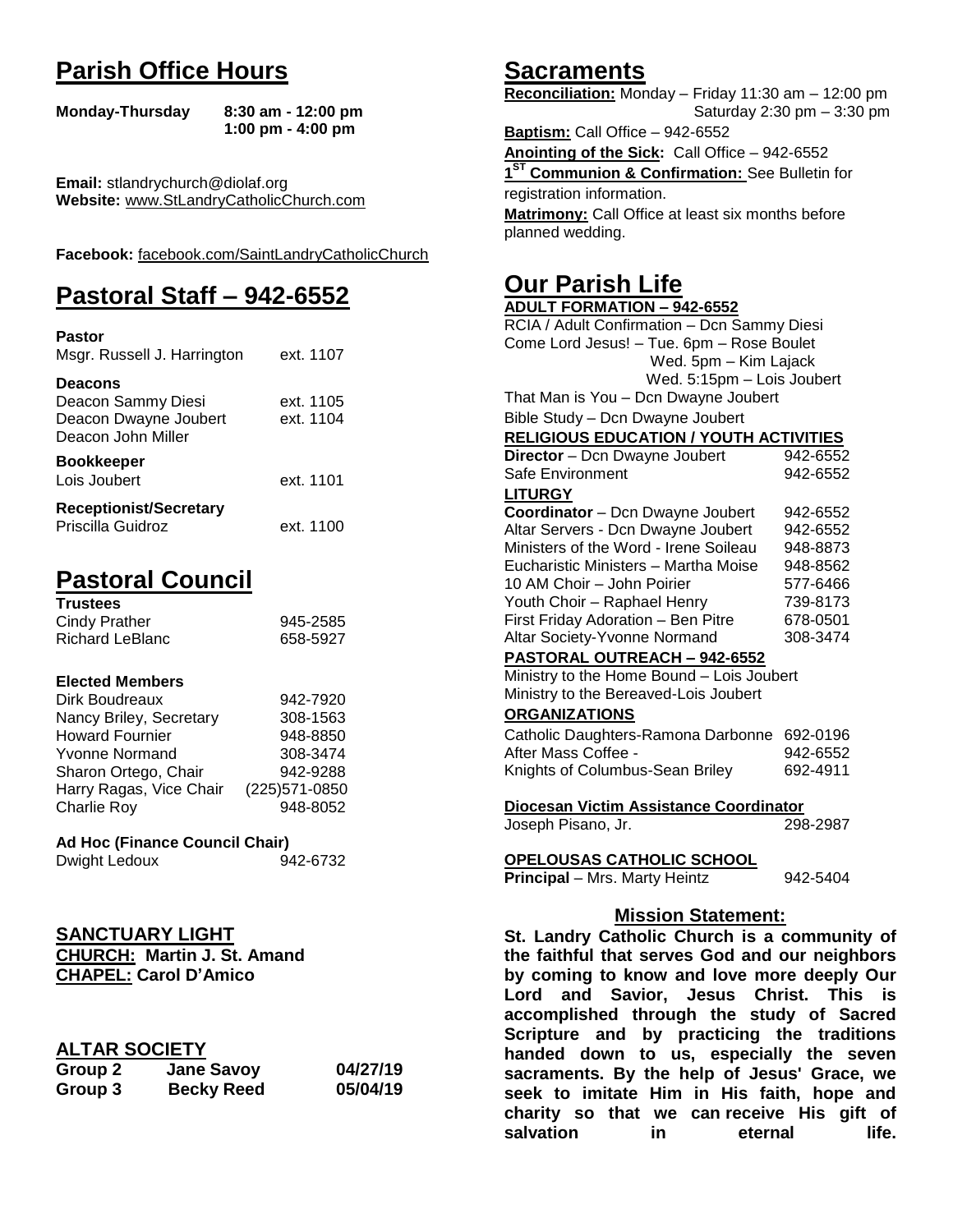## Parish Office Hours

**Monday-Thursday** **8:30 am - 12:00 pm**
**1:00 pm - 4:00 pm**

**Email:** stlandrychurch@diolaf.org
**Website:** www.StLandryCatholicChurch.com

**Facebook:** facebook.com/SaintLandryCatholicChurch

## Pastoral Staff – 942-6552

**Pastor**
Msgr. Russell J. Harrington ext. 1107

**Deacons**
Deacon Sammy Diesi ext. 1105
Deacon Dwayne Joubert ext. 1104
Deacon John Miller

**Bookkeeper**
Lois Joubert ext. 1101

**Receptionist/Secretary**
Priscilla Guidroz ext. 1100

## Pastoral Council

**Trustees**

| | |
|---|---|
| Cindy Prather | 945-2585 |
| Richard LeBlanc | 658-5927 |

**Elected Members**

| | |
|---|---|
| Dirk Boudreaux | 942-7920 |
| Nancy Briley, Secretary | 308-1563 |
| Howard Fournier | 948-8850 |
| Yvonne Normand | 308-3474 |
| Sharon Ortego, Chair | 942-9288 |
| Harry Ragas, Vice Chair | (225)571-0850 |
| Charlie Roy | 948-8052 |

**Ad Hoc (Finance Council Chair)**
Dwight Ledoux 942-6732

### SANCTUARY LIGHT

**CHURCH: Martin J. St. Amand**
**CHAPEL: Carol D'Amico**

### ALTAR SOCIETY

| | | |
|---|---|---|
| **Group 2** | **Jane Savoy** | **04/27/19** |
| **Group 3** | **Becky Reed** | **05/04/19** |

## Sacraments

**Reconciliation:** Monday – Friday 11:30 am – 12:00 pm
Saturday 2:30 pm – 3:30 pm

**Baptism:** Call Office – 942-6552

**Anointing of the Sick:** Call Office – 942-6552

**1ST Communion & Confirmation:** See Bulletin for registration information.

**Matrimony:** Call Office at least six months before planned wedding.

## Our Parish Life

**ADULT FORMATION – 942-6552**

RCIA / Adult Confirmation – Dcn Sammy Diesi
Come Lord Jesus! – Tue. 6pm – Rose Boulet
Wed. 5pm – Kim Lajack
Wed. 5:15pm – Lois Joubert
That Man is You – Dcn Dwayne Joubert
Bible Study – Dcn Dwayne Joubert

**RELIGIOUS EDUCATION / YOUTH ACTIVITIES**

| | |
|---|---|
| **Director** – Dcn Dwayne Joubert | 942-6552 |
| Safe Environment | 942-6552 |

**LITURGY**

| | |
|---|---|
| **Coordinator** – Dcn Dwayne Joubert | 942-6552 |
| Altar Servers - Dcn Dwayne Joubert | 942-6552 |
| Ministers of the Word - Irene Soileau | 948-8873 |
| Eucharistic Ministers – Martha Moise | 948-8562 |
| 10 AM Choir – John Poirier | 577-6466 |
| Youth Choir – Raphael Henry | 739-8173 |
| First Friday Adoration – Ben Pitre | 678-0501 |
| Altar Society-Yvonne Normand | 308-3474 |

**PASTORAL OUTREACH – 942-6552**

Ministry to the Home Bound – Lois Joubert
Ministry to the Bereaved-Lois Joubert

**ORGANIZATIONS**

| | |
|---|---|
| Catholic Daughters-Ramona Darbonne | 692-0196 |
| After Mass Coffee - | 942-6552 |
| Knights of Columbus-Sean Briley | 692-4911 |

**Diocesan Victim Assistance Coordinator**
Joseph Pisano, Jr. 298-2987

**OPELOUSAS CATHOLIC SCHOOL**
**Principal** – Mrs. Marty Heintz 942-5404

### Mission Statement:

**St. Landry Catholic Church is a community of the faithful that serves God and our neighbors by coming to know and love more deeply Our Lord and Savior, Jesus Christ. This is accomplished through the study of Sacred Scripture and by practicing the traditions handed down to us, especially the seven sacraments. By the help of Jesus' Grace, we seek to imitate Him in His faith, hope and charity so that we can receive His gift of salvation in eternal life.**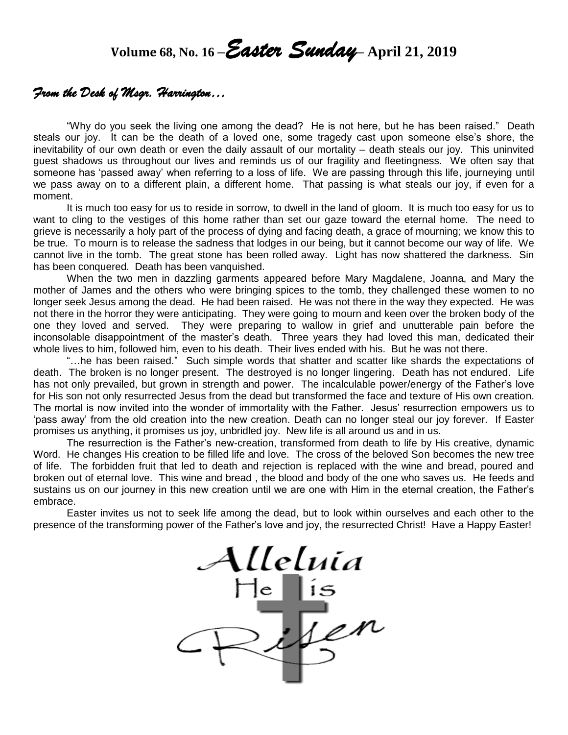# Volume 68, No. 16 – *Easter Sunday* – April 21, 2019

## *From the Desk of Msgr. Harrington…*

"Why do you seek the living one among the dead? He is not here, but he has been raised." Death steals our joy. It can be the death of a loved one, some tragedy cast upon someone else's shore, the inevitability of our own death or even the daily assault of our mortality – death steals our joy. This uninvited guest shadows us throughout our lives and reminds us of our fragility and fleetingness. We often say that someone has 'passed away' when referring to a loss of life. We are passing through this life, journeying until we pass away on to a different plain, a different home. That passing is what steals our joy, if even for a moment.

It is much too easy for us to reside in sorrow, to dwell in the land of gloom. It is much too easy for us to want to cling to the vestiges of this home rather than set our gaze toward the eternal home. The need to grieve is necessarily a holy part of the process of dying and facing death, a grace of mourning; we know this to be true. To mourn is to release the sadness that lodges in our being, but it cannot become our way of life. We cannot live in the tomb. The great stone has been rolled away. Light has now shattered the darkness. Sin has been conquered. Death has been vanquished.

When the two men in dazzling garments appeared before Mary Magdalene, Joanna, and Mary the mother of James and the others who were bringing spices to the tomb, they challenged these women to no longer seek Jesus among the dead. He had been raised. He was not there in the way they expected. He was not there in the horror they were anticipating. They were going to mourn and keen over the broken body of the one they loved and served. They were preparing to wallow in grief and unutterable pain before the inconsolable disappointment of the master's death. Three years they had loved this man, dedicated their whole lives to him, followed him, even to his death. Their lives ended with his. But he was not there.

"…he has been raised." Such simple words that shatter and scatter like shards the expectations of death. The broken is no longer present. The destroyed is no longer lingering. Death has not endured. Life has not only prevailed, but grown in strength and power. The incalculable power/energy of the Father's love for His son not only resurrected Jesus from the dead but transformed the face and texture of His own creation. The mortal is now invited into the wonder of immortality with the Father. Jesus' resurrection empowers us to 'pass away' from the old creation into the new creation. Death can no longer steal our joy forever. If Easter promises us anything, it promises us joy, unbridled joy. New life is all around us and in us.

The resurrection is the Father's new-creation, transformed from death to life by His creative, dynamic Word. He changes His creation to be filled life and love. The cross of the beloved Son becomes the new tree of life. The forbidden fruit that led to death and rejection is replaced with the wine and bread, poured and broken out of eternal love. This wine and bread , the blood and body of the one who saves us. He feeds and sustains us on our journey in this new creation until we are one with Him in the eternal creation, the Father's embrace.

Easter invites us not to seek life among the dead, but to look within ourselves and each other to the presence of the transforming power of the Father's love and joy, the resurrected Christ! Have a Happy Easter!

Alleluia He is Risen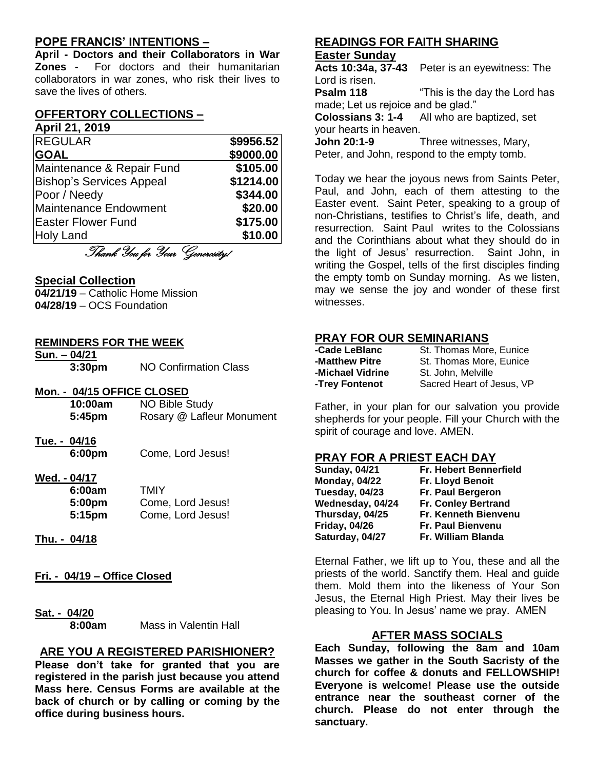## POPE FRANCIS' INTENTIONS –

**April - Doctors and their Collaborators in War Zones -** For doctors and their humanitarian collaborators in war zones, who risk their lives to save the lives of others.

## OFFERTORY COLLECTIONS –

**April 21, 2019**

| REGULAR | **$9956.52** |
|---|---|
| **GOAL** | **$9000.00** |
| Maintenance & Repair Fund | **$105.00** |
| Bishop's Services Appeal | **$1214.00** |
| Poor / Needy | **$344.00** |
| Maintenance Endowment | **$20.00** |
| Easter Flower Fund | **$175.00** |
| Holy Land | **$10.00** |

*Thank You for Your Generosity!*

## Special Collection

**04/21/19** – Catholic Home Mission
**04/28/19** – OCS Foundation

## REMINDERS FOR THE WEEK

**Sun. – 04/21**
**3:30pm** NO Confirmation Class

**Mon. - 04/15 OFFICE CLOSED**
**10:00am** NO Bible Study
**5:45pm** Rosary @ Lafleur Monument

**Tue. - 04/16**
**6:00pm** Come, Lord Jesus!

**Wed. - 04/17**
**6:00am** TMIY
**5:00pm** Come, Lord Jesus!
**5:15pm** Come, Lord Jesus!

**Thu. - 04/18**

**Fri. - 04/19 – Office Closed**

**Sat. - 04/20**
**8:00am** Mass in Valentin Hall

## ARE YOU A REGISTERED PARISHIONER?

**Please don't take for granted that you are registered in the parish just because you attend Mass here. Census Forms are available at the back of church or by calling or coming by the office during business hours.**

## READINGS FOR FAITH SHARING

**Easter Sunday**

**Acts 10:34a, 37-43** Peter is an eyewitness: The Lord is risen.
**Psalm 118** "This is the day the Lord has made; Let us rejoice and be glad."
**Colossians 3: 1-4** All who are baptized, set your hearts in heaven.
**John 20:1-9** Three witnesses, Mary, Peter, and John, respond to the empty tomb.

Today we hear the joyous news from Saints Peter, Paul, and John, each of them attesting to the Easter event. Saint Peter, speaking to a group of non-Christians, testifies to Christ's life, death, and resurrection. Saint Paul writes to the Colossians and the Corinthians about what they should do in the light of Jesus' resurrection. Saint John, in writing the Gospel, tells of the first disciples finding the empty tomb on Sunday morning. As we listen, may we sense the joy and wonder of these first witnesses.

## PRAY FOR OUR SEMINARIANS

**-Cade LeBlanc** St. Thomas More, Eunice
**-Matthew Pitre** St. Thomas More, Eunice
**-Michael Vidrine** St. John, Melville
**-Trey Fontenot** Sacred Heart of Jesus, VP

Father, in your plan for our salvation you provide shepherds for your people. Fill your Church with the spirit of courage and love. AMEN.

## PRAY FOR A PRIEST EACH DAY

| | |
|---|---|
| **Sunday, 04/21** | **Fr. Hebert Bennerfield** |
| **Monday, 04/22** | **Fr. Lloyd Benoit** |
| **Tuesday, 04/23** | **Fr. Paul Bergeron** |
| **Wednesday, 04/24** | **Fr. Conley Bertrand** |
| **Thursday, 04/25** | **Fr. Kenneth Bienvenu** |
| **Friday, 04/26** | **Fr. Paul Bienvenu** |
| **Saturday, 04/27** | **Fr. William Blanda** |

Eternal Father, we lift up to You, these and all the priests of the world. Sanctify them. Heal and guide them. Mold them into the likeness of Your Son Jesus, the Eternal High Priest. May their lives be pleasing to You. In Jesus' name we pray. AMEN

## AFTER MASS SOCIALS

**Each Sunday, following the 8am and 10am Masses we gather in the South Sacristy of the church for coffee & donuts and FELLOWSHIP! Everyone is welcome! Please use the outside entrance near the southeast corner of the church. Please do not enter through the sanctuary.**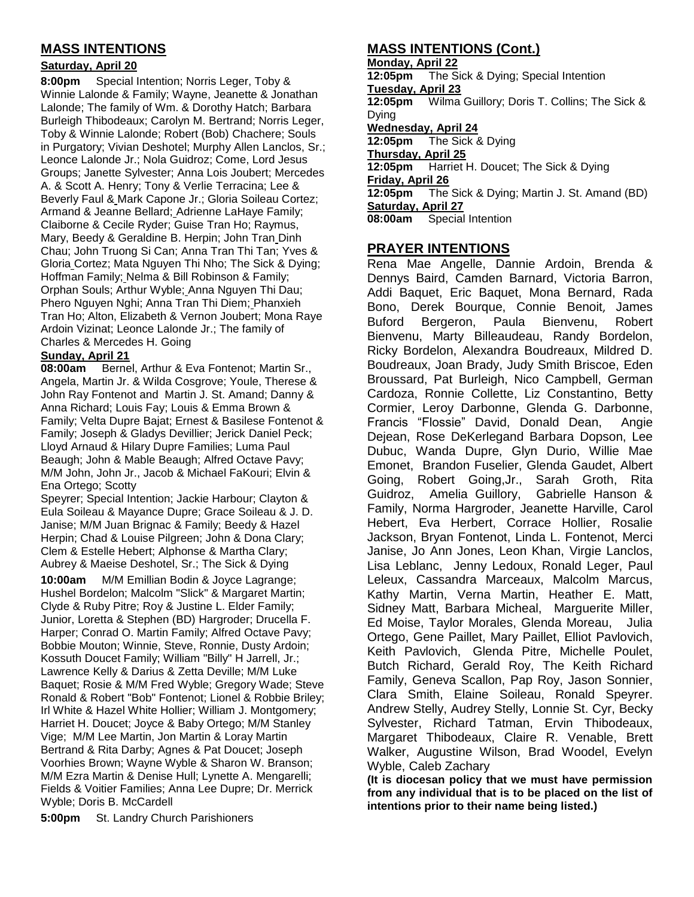## MASS INTENTIONS

**Saturday, April 20**

**8:00pm** Special Intention; Norris Leger, Toby & Winnie Lalonde & Family; Wayne, Jeanette & Jonathan Lalonde; The family of Wm. & Dorothy Hatch; Barbara Burleigh Thibodeaux; Carolyn M. Bertrand; Norris Leger, Toby & Winnie Lalonde; Robert (Bob) Chachere; Souls in Purgatory; Vivian Deshotel; Murphy Allen Lanclos, Sr.; Leonce Lalonde Jr.; Nola Guidroz; Come, Lord Jesus Groups; Janette Sylvester; Anna Lois Joubert; Mercedes A. & Scott A. Henry; Tony & Verlie Terracina; Lee & Beverly Faul & Mark Capone Jr.; Gloria Soileau Cortez; Armand & Jeanne Bellard; Adrienne LaHaye Family; Claiborne & Cecile Ryder; Guise Tran Ho; Raymus, Mary, Beedy & Geraldine B. Herpin; John Tran Dinh Chau; John Truong Si Can; Anna Tran Thi Tan; Yves & Gloria Cortez; Mata Nguyen Thi Nho; The Sick & Dying; Hoffman Family; Nelma & Bill Robinson & Family; Orphan Souls; Arthur Wyble; Anna Nguyen Thi Dau; Phero Nguyen Nghi; Anna Tran Thi Diem; Phanxieh Tran Ho; Alton, Elizabeth & Vernon Joubert; Mona Raye Ardoin Vizinat; Leonce Lalonde Jr.; The family of Charles & Mercedes H. Going

**Sunday, April 21**

**08:00am** Bernel, Arthur & Eva Fontenot; Martin Sr., Angela, Martin Jr. & Wilda Cosgrove; Youle, Therese & John Ray Fontenot and Martin J. St. Amand; Danny & Anna Richard; Louis Fay; Louis & Emma Brown & Family; Velta Dupre Bajat; Ernest & Basilese Fontenot & Family; Joseph & Gladys Devillier; Jerick Daniel Peck; Lloyd Arnaud & Hilary Dupre Families; Luma Paul Beaugh; John & Mable Beaugh; Alfred Octave Pavy; M/M John, John Jr., Jacob & Michael FaKouri; Elvin & Ena Ortego; Scotty Speyrer; Special Intention; Jackie Harbour; Clayton & Eula Soileau & Mayance Dupre; Grace Soileau & J. D. Janise; M/M Juan Brignac & Family; Beedy & Hazel Herpin; Chad & Louise Pilgreen; John & Dona Clary; Clem & Estelle Hebert; Alphonse & Martha Clary; Aubrey & Maeise Deshotel, Sr.; The Sick & Dying

**10:00am** M/M Emillian Bodin & Joyce Lagrange; Hushel Bordelon; Malcolm "Slick" & Margaret Martin; Clyde & Ruby Pitre; Roy & Justine L. Elder Family; Junior, Loretta & Stephen (BD) Hargroder; Drucella F. Harper; Conrad O. Martin Family; Alfred Octave Pavy; Bobbie Mouton; Winnie, Steve, Ronnie, Dusty Ardoin; Kossuth Doucet Family; William "Billy" H Jarrell, Jr.; Lawrence Kelly & Darius & Zetta Deville; M/M Luke Baquet; Rosie & M/M Fred Wyble; Gregory Wade; Steve Ronald & Robert "Bob" Fontenot; Lionel & Robbie Briley; Irl White & Hazel White Hollier; William J. Montgomery; Harriet H. Doucet; Joyce & Baby Ortego; M/M Stanley Vige; M/M Lee Martin, Jon Martin & Loray Martin Bertrand & Rita Darby; Agnes & Pat Doucet; Joseph Voorhies Brown; Wayne Wyble & Sharon W. Branson; M/M Ezra Martin & Denise Hull; Lynette A. Mengarelli; Fields & Voitier Families; Anna Lee Dupre; Dr. Merrick Wyble; Doris B. McCardell

**5:00pm** St. Landry Church Parishioners

## MASS INTENTIONS (Cont.)

**Monday, April 22**

**12:05pm** The Sick & Dying; Special Intention

**Tuesday, April 23**

**12:05pm** Wilma Guillory; Doris T. Collins; The Sick & Dying

**Wednesday, April 24**

**12:05pm** The Sick & Dying

**Thursday, April 25**

**12:05pm** Harriet H. Doucet; The Sick & Dying

**Friday, April 26**

**12:05pm** The Sick & Dying; Martin J. St. Amand (BD)

**Saturday, April 27**

**08:00am** Special Intention

## PRAYER INTENTIONS

Rena Mae Angelle, Dannie Ardoin, Brenda & Dennys Baird, Camden Barnard, Victoria Barron, Addi Baquet, Eric Baquet, Mona Bernard, Rada Bono, Derek Bourque, Connie Benoit, James Buford Bergeron, Paula Bienvenu, Robert Bienvenu, Marty Billeaudeau, Randy Bordelon, Ricky Bordelon, Alexandra Boudreaux, Mildred D. Boudreaux, Joan Brady, Judy Smith Briscoe, Eden Broussard, Pat Burleigh, Nico Campbell, German Cardoza, Ronnie Collette, Liz Constantino, Betty Cormier, Leroy Darbonne, Glenda G. Darbonne, Francis "Flossie" David, Donald Dean, Angie Dejean, Rose DeKerlegand Barbara Dopson, Lee Dubuc, Wanda Dupre, Glyn Durio, Willie Mae Emonet, Brandon Fuselier, Glenda Gaudet, Albert Going, Robert Going,Jr., Sarah Groth, Rita Guidroz, Amelia Guillory, Gabrielle Hanson & Family, Norma Hargroder, Jeanette Harville, Carol Hebert, Eva Herbert, Corrace Hollier, Rosalie Jackson, Bryan Fontenot, Linda L. Fontenot, Merci Janise, Jo Ann Jones, Leon Khan, Virgie Lanclos, Lisa Leblanc, Jenny Ledoux, Ronald Leger, Paul Leleux, Cassandra Marceaux, Malcolm Marcus, Kathy Martin, Verna Martin, Heather E. Matt, Sidney Matt, Barbara Micheal, Marguerite Miller, Ed Moise, Taylor Morales, Glenda Moreau, Julia Ortego, Gene Paillet, Mary Paillet, Elliot Pavlovich, Keith Pavlovich, Glenda Pitre, Michelle Poulet, Butch Richard, Gerald Roy, The Keith Richard Family, Geneva Scallon, Pap Roy, Jason Sonnier, Clara Smith, Elaine Soileau, Ronald Speyrer. Andrew Stelly, Audrey Stelly, Lonnie St. Cyr, Becky Sylvester, Richard Tatman, Ervin Thibodeaux, Margaret Thibodeaux, Claire R. Venable, Brett Walker, Augustine Wilson, Brad Woodel, Evelyn Wyble, Caleb Zachary

**(It is diocesan policy that we must have permission from any individual that is to be placed on the list of intentions prior to their name being listed.)**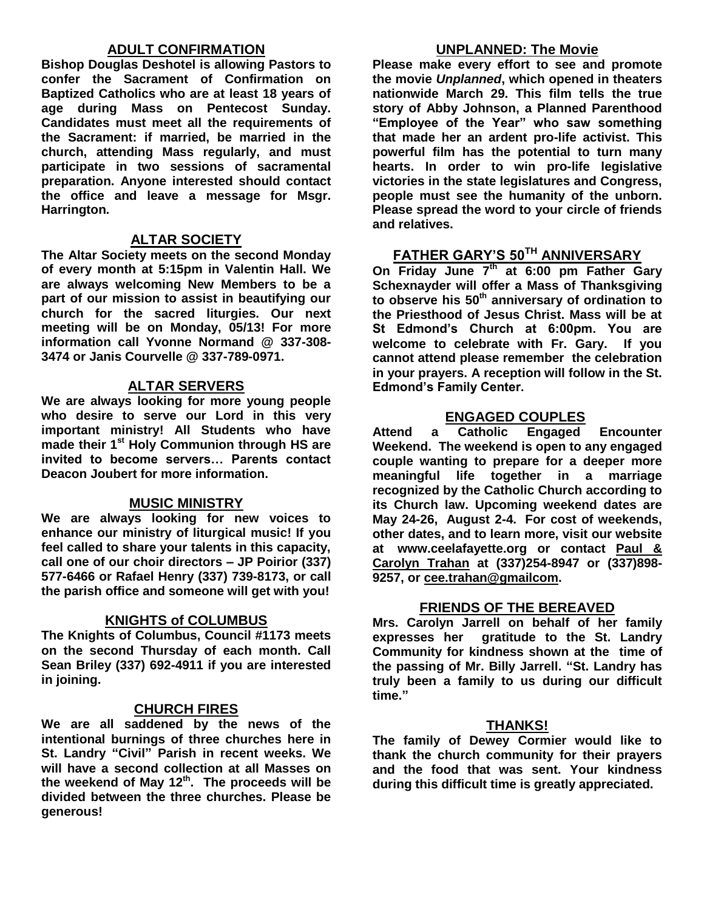## ADULT CONFIRMATION

**Bishop Douglas Deshotel is allowing Pastors to confer the Sacrament of Confirmation on Baptized Catholics who are at least 18 years of age during Mass on Pentecost Sunday. Candidates must meet all the requirements of the Sacrament: if married, be married in the church, attending Mass regularly, and must participate in two sessions of sacramental preparation. Anyone interested should contact the office and leave a message for Msgr. Harrington.**

## ALTAR SOCIETY

**The Altar Society meets on the second Monday of every month at 5:15pm in Valentin Hall. We are always welcoming New Members to be a part of our mission to assist in beautifying our church for the sacred liturgies. Our next meeting will be on Monday, 05/13! For more information call Yvonne Normand @ 337-308-3474 or Janis Courvelle @ 337-789-0971.**

## ALTAR SERVERS

**We are always looking for more young people who desire to serve our Lord in this very important ministry! All Students who have made their 1st Holy Communion through HS are invited to become servers… Parents contact Deacon Joubert for more information.**

## MUSIC MINISTRY

**We are always looking for new voices to enhance our ministry of liturgical music! If you feel called to share your talents in this capacity, call one of our choir directors – JP Poirior (337) 577-6466 or Rafael Henry (337) 739-8173, or call the parish office and someone will get with you!**

## KNIGHTS of COLUMBUS

**The Knights of Columbus, Council #1173 meets on the second Thursday of each month. Call Sean Briley (337) 692-4911 if you are interested in joining.**

## CHURCH FIRES

**We are all saddened by the news of the intentional burnings of three churches here in St. Landry "Civil" Parish in recent weeks. We will have a second collection at all Masses on the weekend of May 12th. The proceeds will be divided between the three churches. Please be generous!**

## UNPLANNED: The Movie

**Please make every effort to see and promote the movie *Unplanned*, which opened in theaters nationwide March 29. This film tells the true story of Abby Johnson, a Planned Parenthood "Employee of the Year" who saw something that made her an ardent pro-life activist. This powerful film has the potential to turn many hearts. In order to win pro-life legislative victories in the state legislatures and Congress, people must see the humanity of the unborn. Please spread the word to your circle of friends and relatives.**

## FATHER GARY'S 50TH ANNIVERSARY

**On Friday June 7th at 6:00 pm Father Gary Schexnayder will offer a Mass of Thanksgiving to observe his 50th anniversary of ordination to the Priesthood of Jesus Christ. Mass will be at St Edmond's Church at 6:00pm. You are welcome to celebrate with Fr. Gary. If you cannot attend please remember the celebration in your prayers. A reception will follow in the St. Edmond's Family Center.**

## ENGAGED COUPLES

**Attend a Catholic Engaged Encounter Weekend. The weekend is open to any engaged couple wanting to prepare for a deeper more meaningful life together in a marriage recognized by the Catholic Church according to its Church law. Upcoming weekend dates are May 24-26, August 2-4. For cost of weekends, other dates, and to learn more, visit our website at www.ceelafayette.org or contact Paul & Carolyn Trahan at (337)254-8947 or (337)898-9257, or cee.trahan@gmailcom.**

## FRIENDS OF THE BEREAVED

**Mrs. Carolyn Jarrell on behalf of her family expresses her gratitude to the St. Landry Community for kindness shown at the time of the passing of Mr. Billy Jarrell. "St. Landry has truly been a family to us during our difficult time."**

## THANKS!

**The family of Dewey Cormier would like to thank the church community for their prayers and the food that was sent. Your kindness during this difficult time is greatly appreciated.**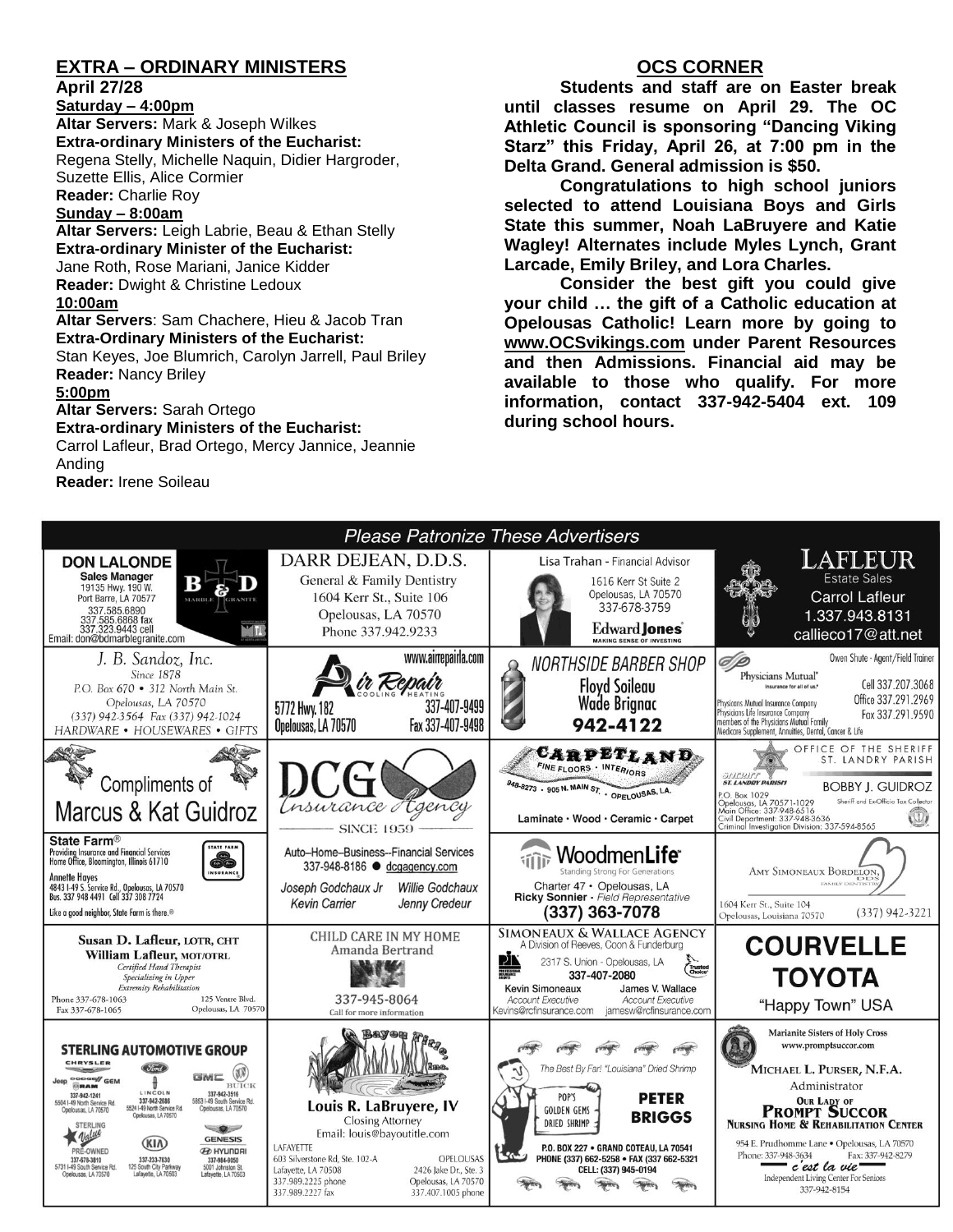## EXTRA – ORDINARY MINISTERS

**April 27/28**

**Saturday – 4:00pm**

**Altar Servers:** Mark & Joseph Wilkes

**Extra-ordinary Ministers of the Eucharist:**
Regena Stelly, Michelle Naquin, Didier Hargroder, Suzette Ellis, Alice Cormier

**Reader:** Charlie Roy

**Sunday – 8:00am**

**Altar Servers:** Leigh Labrie, Beau & Ethan Stelly

**Extra-ordinary Minister of the Eucharist:**
Jane Roth, Rose Mariani, Janice Kidder

**Reader:** Dwight & Christine Ledoux

**10:00am**

**Altar Servers**: Sam Chachere, Hieu & Jacob Tran

**Extra-Ordinary Ministers of the Eucharist:**
Stan Keyes, Joe Blumrich, Carolyn Jarrell, Paul Briley

**Reader:** Nancy Briley

**5:00pm**

**Altar Servers:** Sarah Ortego

**Extra-ordinary Ministers of the Eucharist:**
Carrol Lafleur, Brad Ortego, Mercy Jannice, Jeannie Anding

**Reader:** Irene Soileau

## OCS CORNER

**Students and staff are on Easter break until classes resume on April 29. The OC Athletic Council is sponsoring "Dancing Viking Starz" this Friday, April 26, at 7:00 pm in the Delta Grand. General admission is $50.**

**Congratulations to high school juniors selected to attend Louisiana Boys and Girls State this summer, Noah LaBruyere and Katie Wagley! Alternates include Myles Lynch, Grant Larcade, Emily Briley, and Lora Charles.**

**Consider the best gift you could give your child … the gift of a Catholic education at Opelousas Catholic! Learn more by going to www.OCSvikings.com under Parent Resources and then Admissions. Financial aid may be available to those who qualify. For more information, contact 337-942-5404 ext. 109 during school hours.**

## *Please Patronize These Advertisers*

**DON LALONDE**
Sales Manager
19135 Hwy. 190 W.
Port Barre, LA 70577
337.585.6890
337.585.6868 fax
337.323.9443 cell
Email: don@bdmarblegranite.com
B & D Marble Granite

**DARR DEJEAN, D.D.S.**
General & Family Dentistry
1604 Kerr St., Suite 106
Opelousas, LA 70570
Phone 337.942.9233

Lisa Trahan - Financial Advisor
1616 Kerr St Suite 2
Opelousas, LA 70570
337-678-3759
Edward Jones — Making Sense of Investing

**LAFLEUR** Estate Sales
Carrol Lafleur
1.337.943.8131
callieco17@att.net

*J. B. Sandoz, Inc.*
Since 1878
P.O. Box 670 • 312 North Main St.
Opelousas, LA 70570
(337) 942-3564 Fax (337) 942-1024
HARDWARE • HOUSEWARES • GIFTS

**Air Repair** Cooling • Heating
www.airrepairla.com
5772 Hwy. 182
Opelousas, LA 70570
337-407-9499
Fax 337-407-9498

**NORTHSIDE BARBER SHOP**
Floyd Soileau
Wade Brignac
942-4122

Physicians Mutual — Insurance for all of us.
Owen Shute - Agent/Field Trainer
Cell 337.207.3068
Office 337.291.2969
Fox 337.291.9590
Physicians Mutual Insurance Company
Physicians Life Insurance Company
members of the Physicians Mutual Family
Medicare Supplement, Annuities, Dental, Cancer & Life

Compliments of
**Marcus & Kat Guidroz**

**DCG** Insurance Agency
SINCE 1959

**CARPETLAND** Fine Floors • Interiors
948-8273 • 905 N. Main St. • Opelousas, LA.
Laminate • Wood • Ceramic • Carpet

OFFICE OF THE SHERIFF
ST. LANDRY PARISH
**BOBBY J. GUIDROZ**
Sheriff and Ex-Officio Tax Collector
P.O. Box 1029
Opelousas, LA 70571-1029
Main Office: 337-948-6516
Civil Department: 337-948-3636
Criminal Investigation Division: 337-594-8565

**State Farm®**
Providing Insurance and Financial Services
Home Office, Bloomington, Illinois 61710
Annette Hayes
4843 I-49 S. Service Rd., Opelousas, LA 70570
Bus. 337 948 4491 Cell 337 308 7724
Like a good neighbor, State Farm is there.®

Auto–Home–Business--Financial Services
337-948-8186 ● dcgagency.com
Joseph Godchaux Jr — Willie Godchaux
Kevin Carrier — Jenny Credeur

**WoodmenLife** Standing Strong For Generations
Charter 47 • Opelousas, LA
Ricky Sonnier - *Field Representative*
(337) 363-7078

AMY SIMONEAUX BORDELON, DDS
Family Dentistry
1604 Kerr St., Suite 104
Opelousas, Louisiana 70570
(337) 942-3221

**Susan D. Lafleur, LOTR, CHT**
**William Lafleur, MOT/OTRL**
*Certified Hand Therapist*
*Specializing in Upper Extremity Rehabilitation*
Phone 337-678-1063
Fax 337-678-1065
125 Ventre Blvd.
Opelousas, LA 70570

CHILD CARE IN MY HOME
Amanda Bertrand
337-945-8064
Call for more information

**SIMONEAUX & WALLACE AGENCY**
A Division of Reeves, Coon & Funderburg
2317 S. Union - Opelousas, LA
337-407-2080
Kevin Simoneaux — *Account Executive*
James V. Wallace — *Account Executive*
Kevins@rcfinsurance.com jamesw@rcfinsurance.com

**COURVELLE TOYOTA**
"Happy Town" USA

**STERLING AUTOMOTIVE GROUP**
Chrysler Jeep Dodge Ram — 337-942-1241 — 5504 I-49 North Service Rd. Opelousas, LA 70570
Ford Lincoln — 337-942-2686 — 5524 I-49 North Service Rd. Opelousas, LA 70570
GMC Buick — 337-942-3516 — 5853 I-49 South Service Rd. Opelousas, LA 70570
Sterling Value Pre-Owned — 337-678-3810 — 5731 I-49 South Service Rd. Opelousas, LA 70570
Kia — 337-233-7630 — 125 South City Parkway Lafayette, LA 70503
Genesis Hyundai — 337-984-9050 — 5001 Johnston St. Lafayette, LA 70503

Bayou Title, Inc.
**Louis R. LaBruyere, IV**
Closing Attorney
Email: louis@bayoutitle.com
LAFAYETTE
603 Silverstone Rd, Ste. 102-A
Lafayette, LA 70508
337.989.2225 phone
337.989.2227 fax
OPELOUSAS
2426 Jake Dr., Ste. 3
Opelousas, LA 70570
337.407.1005 phone

*The Best By Far! "Louisiana" Dried Shrimp*
POP'S GOLDEN GEMS DRIED SHRIMP
**PETER BRIGGS**
P.O. BOX 227 • GRAND COTEAU, LA 70541
PHONE (337) 662-5258 • FAX (337) 662-5321
CELL: (337) 945-0194

Marianite Sisters of Holy Cross
www.promptsuccor.com
MICHAEL L. PURSER, N.F.A.
Administrator
**OUR LADY OF PROMPT SUCCOR**
**NURSING HOME & REHABILITATION CENTER**
954 E. Prudhomme Lane • Opelousas, LA 70570
Phone: 337-948-3634 Fax: 337-942-8279
*c'est la vie*
Independent Living Center For Seniors
337-942-8154